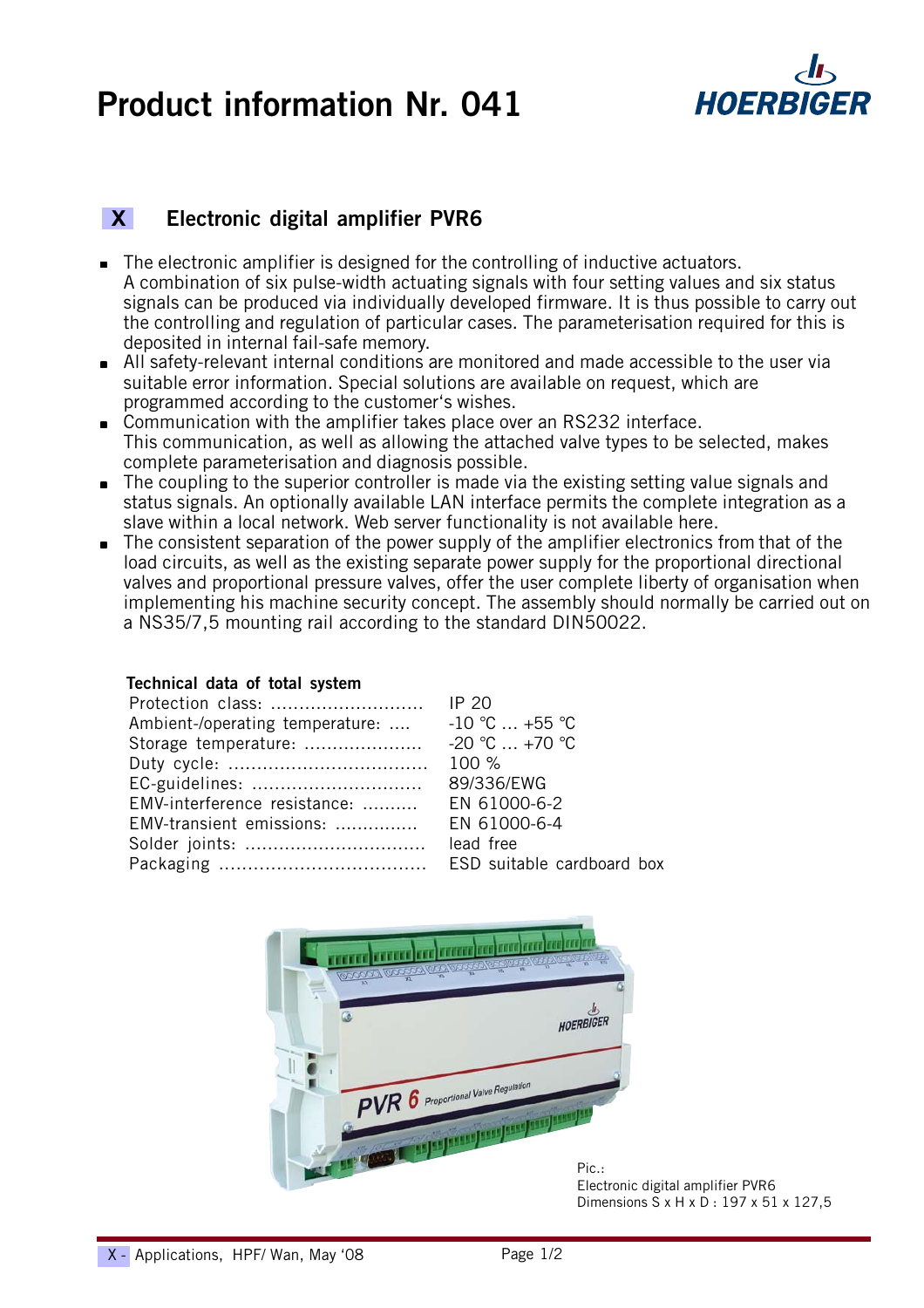# Product information Nr. 041

## X Electronic digital amplifier PVR6

- The electronic amplifier is designed for the controlling of inductive actuators. A combination of six pulse-width actuating signals with four setting values and six status signals can be produced via individually developed firmware. It is thus possible to carry out the controlling and regulation of particular cases. The parameterisation required for this is deposited in internal fail-safe memory.
- All safety-relevant internal conditions are monitored and made accessible to the user via suitable error information. Special solutions are available on request, which are programmed according to the customer's wishes.
- Communication with the amplifier takes place over an RS232 interface. This communication, as well as allowing the attached valve types to be selected, makes complete parameterisation and diagnosis possible.
- The coupling to the superior controller is made via the existing setting value signals and status signals. An optionally available LAN interface permits the complete integration as a slave within a local network. Web server functionality is not available here.
- The consistent separation of the power supply of the amplifier electronics from that of the load circuits, as well as the existing separate power supply for the proportional directional valves and proportional pressure valves, offer the user complete liberty of organisation when implementing his machine security concept. The assembly should normally be carried out on a NS35/7,5 mounting rail according to the standard DIN50022.

**Technical data of total system**

| | |
|---|---|
| Protection class: | IP 20 |
| Ambient-/operating temperature: | -10 °C ... +55 °C |
| Storage temperature: | -20 °C ... +70 °C |
| Duty cycle: | 100 % |
| EC-guidelines: | 89/336/EWG |
| EMV-interference resistance: | EN 61000-6-2 |
| EMV-transient emissions: | EN 61000-6-4 |
| Solder joints: | lead free |
| Packaging | ESD suitable cardboard box |

Pic.:
Electronic digital amplifier PVR6
Dimensions S x H x D : 197 x 51 x 127,5

X - Applications, HPF/ Wan, May '08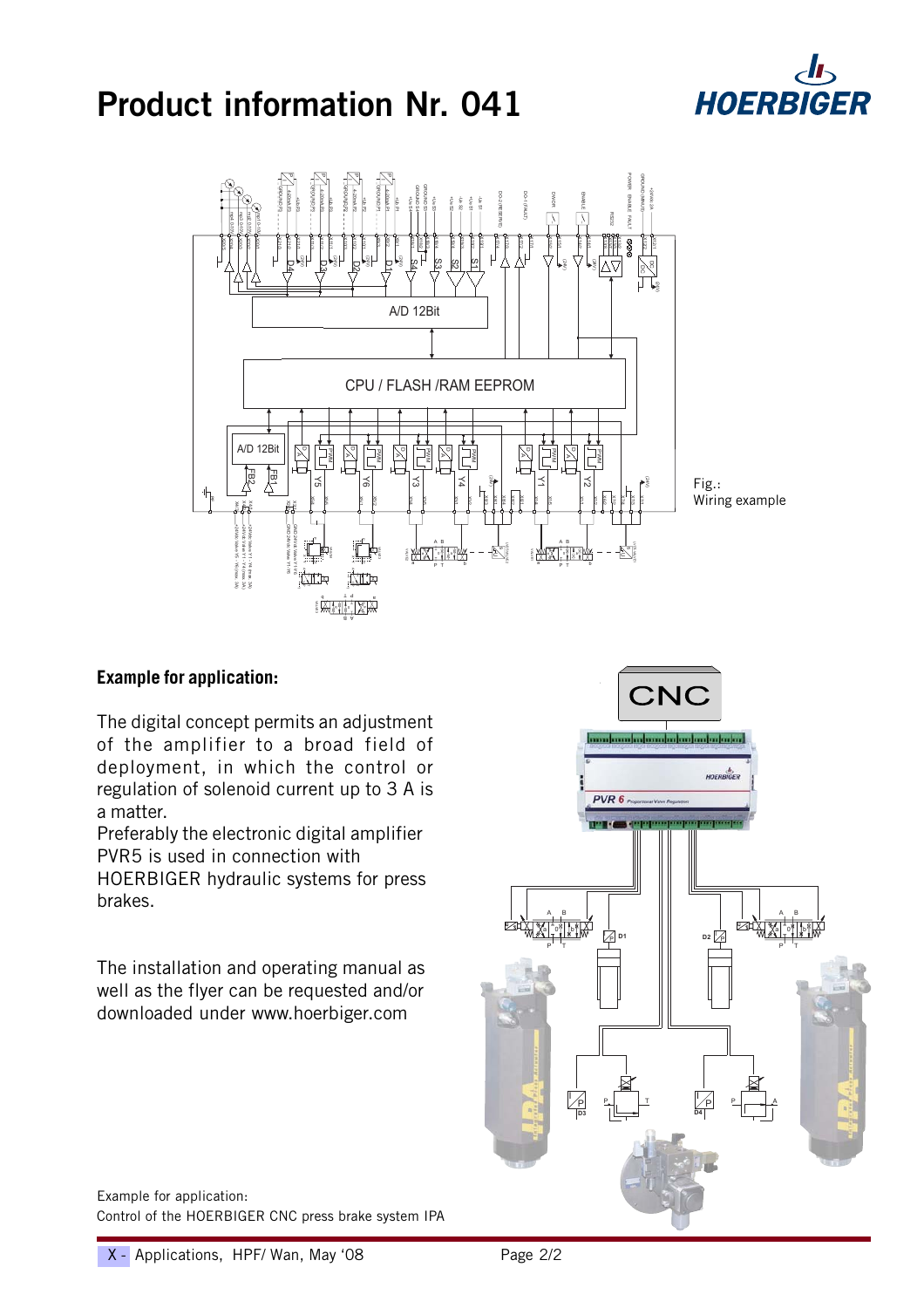# Product information Nr. 041

Fig.:
Wiring example

**Example for application:**

The digital concept permits an adjustment of the amplifier to a broad field of deployment, in which the control or regulation of solenoid current up to 3 A is a matter.
Preferably the electronic digital amplifier PVR5 is used in connection with HOERBIGER hydraulic systems for press brakes.

The installation and operating manual as well as the flyer can be requested and/or downloaded under www.hoerbiger.com

Example for application:
Control of the HOERBIGER CNC press brake system IPA